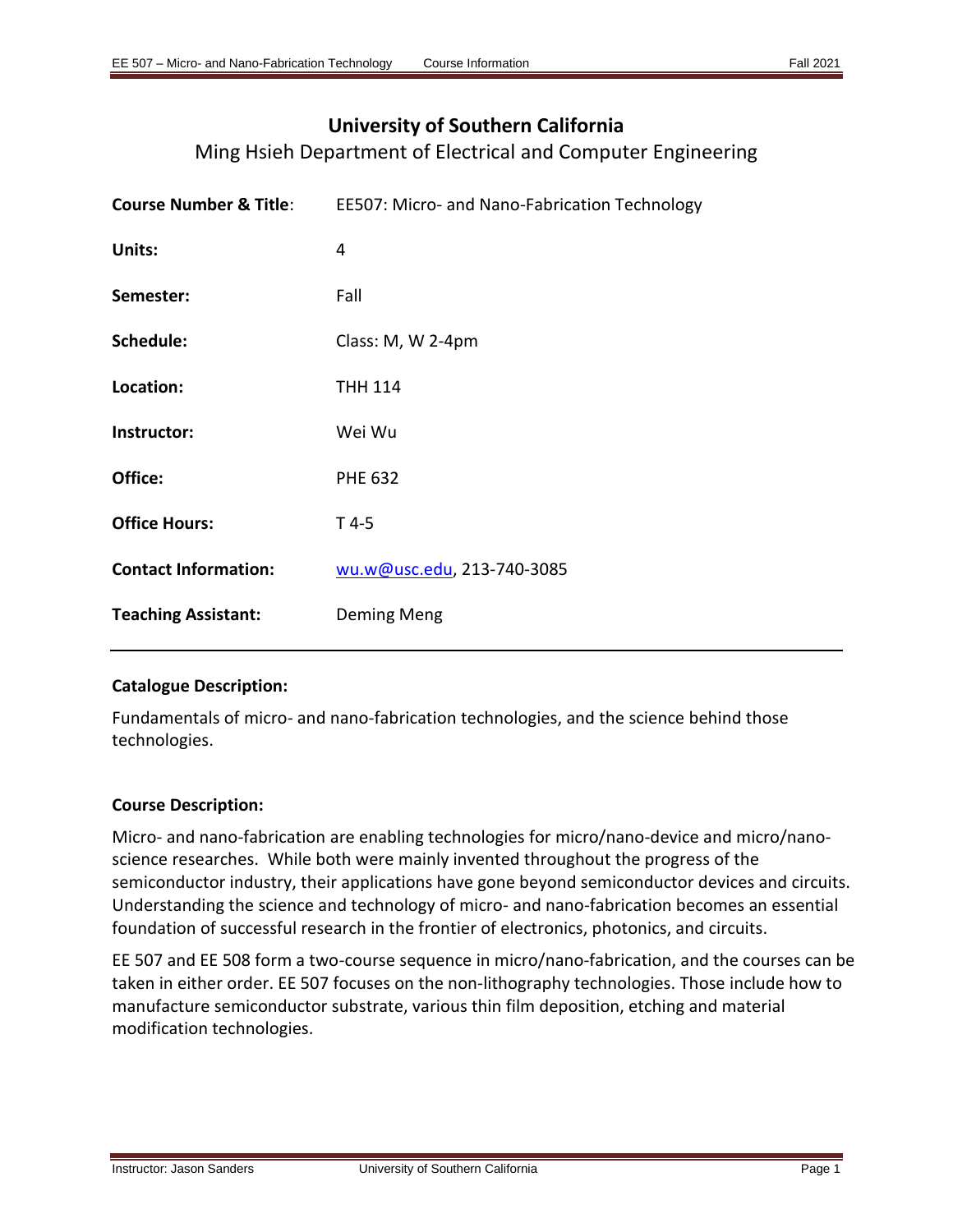# University of Southern California

## Ming Hsieh Department of Electrical and Computer Engineering

| | |
|---|---|
| **Course Number & Title**: | EE507: Micro- and Nano-Fabrication Technology |
| **Units:** | 4 |
| **Semester:** | Fall |
| **Schedule:** | Class: M, W 2-4pm |
| **Location:** | THH 114 |
| **Instructor:** | Wei Wu |
| **Office:** | PHE 632 |
| **Office Hours:** | T 4-5 |
| **Contact Information:** | wu.w@usc.edu, 213-740-3085 |
| **Teaching Assistant:** | Deming Meng |

**Catalogue Description:**

Fundamentals of micro- and nano-fabrication technologies, and the science behind those technologies.

**Course Description:**

Micro- and nano-fabrication are enabling technologies for micro/nano-device and micro/nano-science researches. While both were mainly invented throughout the progress of the semiconductor industry, their applications have gone beyond semiconductor devices and circuits. Understanding the science and technology of micro- and nano-fabrication becomes an essential foundation of successful research in the frontier of electronics, photonics, and circuits.

EE 507 and EE 508 form a two-course sequence in micro/nano-fabrication, and the courses can be taken in either order. EE 507 focuses on the non-lithography technologies. Those include how to manufacture semiconductor substrate, various thin film deposition, etching and material modification technologies.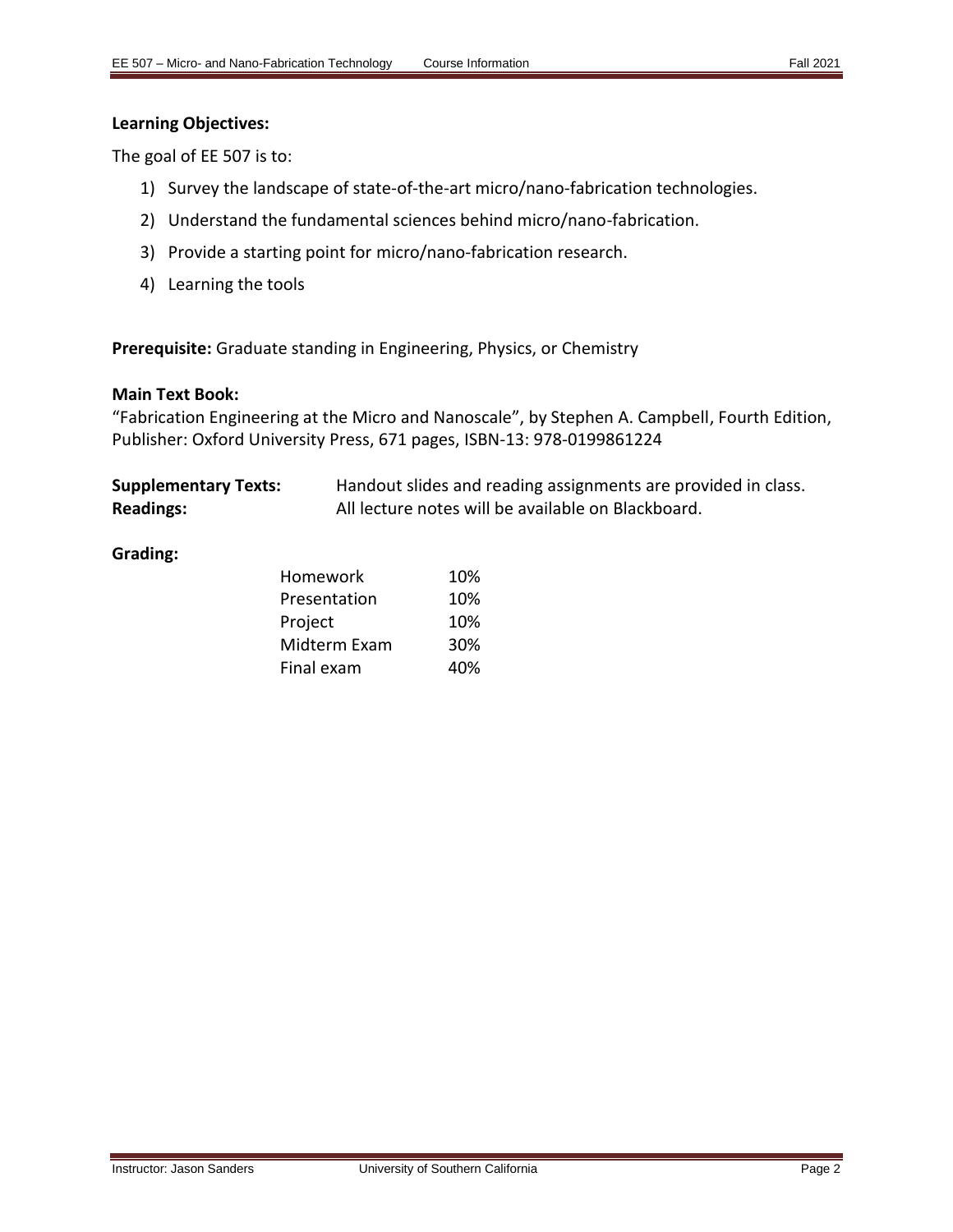**Learning Objectives:**

The goal of EE 507 is to:

1) Survey the landscape of state-of-the-art micro/nano-fabrication technologies.
2) Understand the fundamental sciences behind micro/nano-fabrication.
3) Provide a starting point for micro/nano-fabrication research.
4) Learning the tools

**Prerequisite:** Graduate standing in Engineering, Physics, or Chemistry

**Main Text Book:**
"Fabrication Engineering at the Micro and Nanoscale", by Stephen A. Campbell, Fourth Edition, Publisher: Oxford University Press, 671 pages, ISBN-13: 978-0199861224

**Supplementary Texts:** Handout slides and reading assignments are provided in class.
**Readings:** All lecture notes will be available on Blackboard.

**Grading:**

| | |
|---|---|
| Homework | 10% |
| Presentation | 10% |
| Project | 10% |
| Midterm Exam | 30% |
| Final exam | 40% |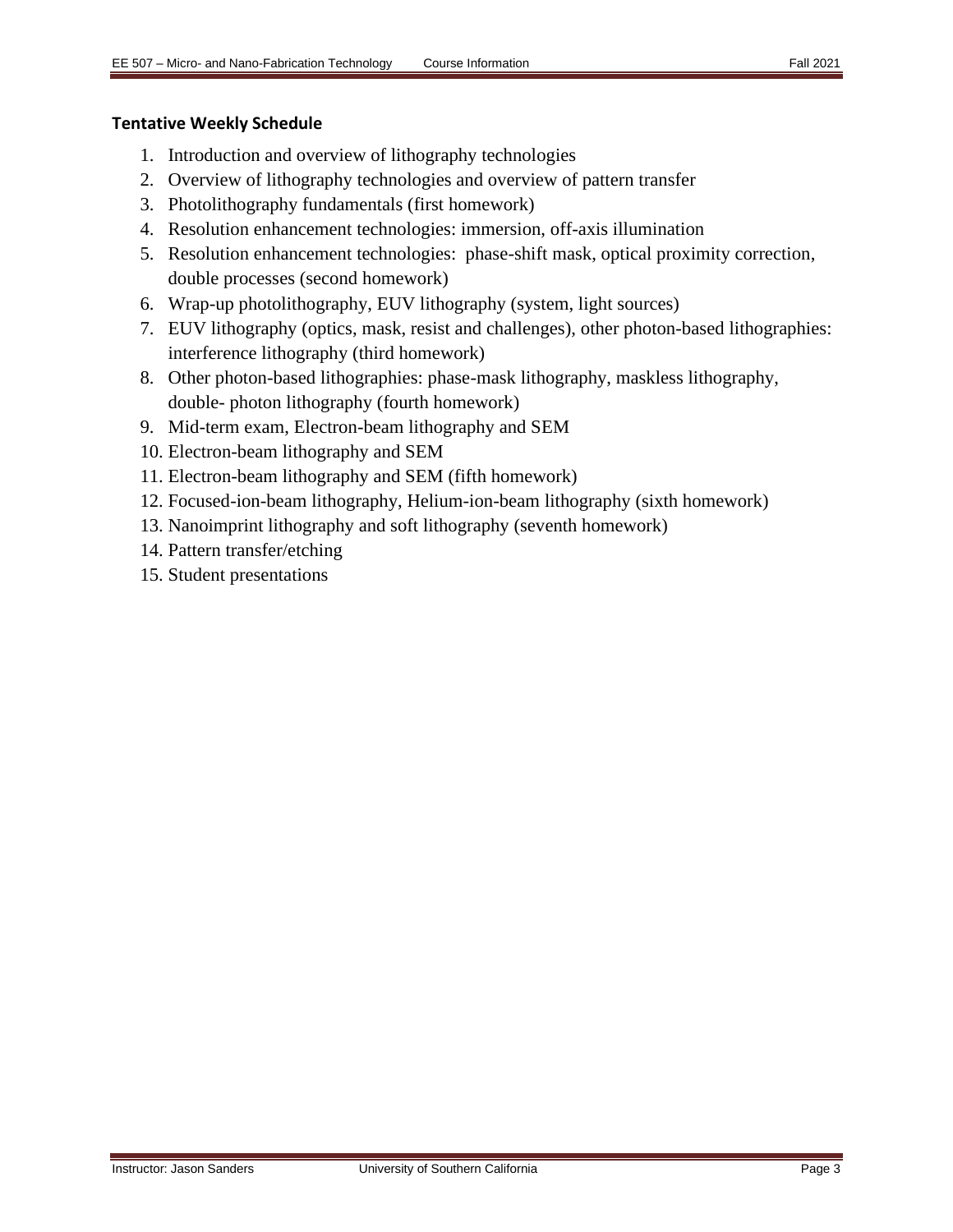### Tentative Weekly Schedule

1. Introduction and overview of lithography technologies
2. Overview of lithography technologies and overview of pattern transfer
3. Photolithography fundamentals (first homework)
4. Resolution enhancement technologies: immersion, off-axis illumination
5. Resolution enhancement technologies: phase-shift mask, optical proximity correction, double processes (second homework)
6. Wrap-up photolithography, EUV lithography (system, light sources)
7. EUV lithography (optics, mask, resist and challenges), other photon-based lithographies: interference lithography (third homework)
8. Other photon-based lithographies: phase-mask lithography, maskless lithography, double- photon lithography (fourth homework)
9. Mid-term exam, Electron-beam lithography and SEM
10. Electron-beam lithography and SEM
11. Electron-beam lithography and SEM (fifth homework)
12. Focused-ion-beam lithography, Helium-ion-beam lithography (sixth homework)
13. Nanoimprint lithography and soft lithography (seventh homework)
14. Pattern transfer/etching
15. Student presentations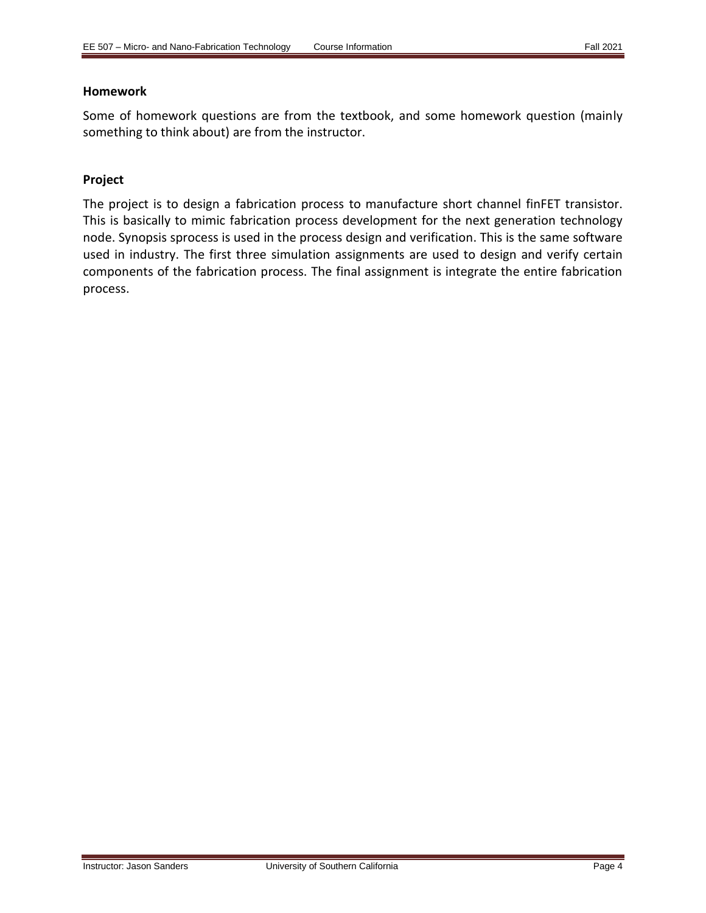## Homework

Some of homework questions are from the textbook, and some homework question (mainly something to think about) are from the instructor.

## Project

The project is to design a fabrication process to manufacture short channel finFET transistor. This is basically to mimic fabrication process development for the next generation technology node. Synopsis sprocess is used in the process design and verification. This is the same software used in industry. The first three simulation assignments are used to design and verify certain components of the fabrication process. The final assignment is integrate the entire fabrication process.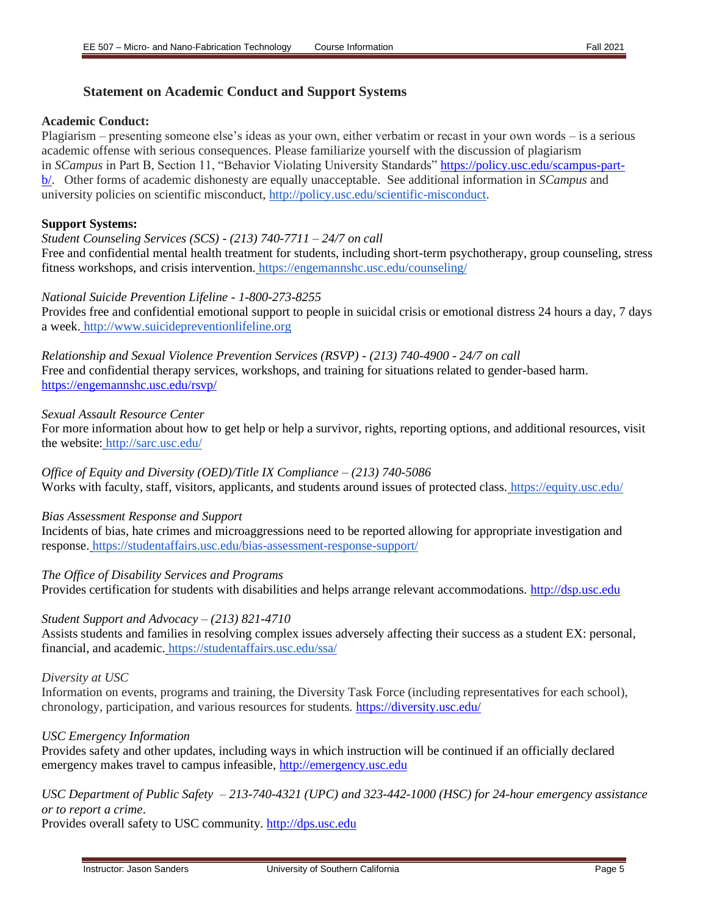## Statement on Academic Conduct and Support Systems

**Academic Conduct:**

Plagiarism – presenting someone else's ideas as your own, either verbatim or recast in your own words – is a serious academic offense with serious consequences. Please familiarize yourself with the discussion of plagiarism in *SCampus* in Part B, Section 11, "Behavior Violating University Standards" https://policy.usc.edu/scampus-part-b/. Other forms of academic dishonesty are equally unacceptable. See additional information in *SCampus* and university policies on scientific misconduct, http://policy.usc.edu/scientific-misconduct.

**Support Systems:**

*Student Counseling Services (SCS) - (213) 740-7711 – 24/7 on call*
Free and confidential mental health treatment for students, including short-term psychotherapy, group counseling, stress fitness workshops, and crisis intervention. https://engemannshc.usc.edu/counseling/

*National Suicide Prevention Lifeline - 1-800-273-8255*
Provides free and confidential emotional support to people in suicidal crisis or emotional distress 24 hours a day, 7 days a week. http://www.suicidepreventionlifeline.org

*Relationship and Sexual Violence Prevention Services (RSVP) - (213) 740-4900 - 24/7 on call*
Free and confidential therapy services, workshops, and training for situations related to gender-based harm. https://engemannshc.usc.edu/rsvp/

*Sexual Assault Resource Center*
For more information about how to get help or help a survivor, rights, reporting options, and additional resources, visit the website: http://sarc.usc.edu/

*Office of Equity and Diversity (OED)/Title IX Compliance – (213) 740-5086*
Works with faculty, staff, visitors, applicants, and students around issues of protected class. https://equity.usc.edu/

*Bias Assessment Response and Support*
Incidents of bias, hate crimes and microaggressions need to be reported allowing for appropriate investigation and response. https://studentaffairs.usc.edu/bias-assessment-response-support/

*The Office of Disability Services and Programs*
Provides certification for students with disabilities and helps arrange relevant accommodations. http://dsp.usc.edu

*Student Support and Advocacy – (213) 821-4710*
Assists students and families in resolving complex issues adversely affecting their success as a student EX: personal, financial, and academic. https://studentaffairs.usc.edu/ssa/

*Diversity at USC*
Information on events, programs and training, the Diversity Task Force (including representatives for each school), chronology, participation, and various resources for students. https://diversity.usc.edu/

*USC Emergency Information*
Provides safety and other updates, including ways in which instruction will be continued if an officially declared emergency makes travel to campus infeasible, http://emergency.usc.edu

*USC Department of Public Safety – 213-740-4321 (UPC) and 323-442-1000 (HSC) for 24-hour emergency assistance or to report a crime.*
Provides overall safety to USC community. http://dps.usc.edu